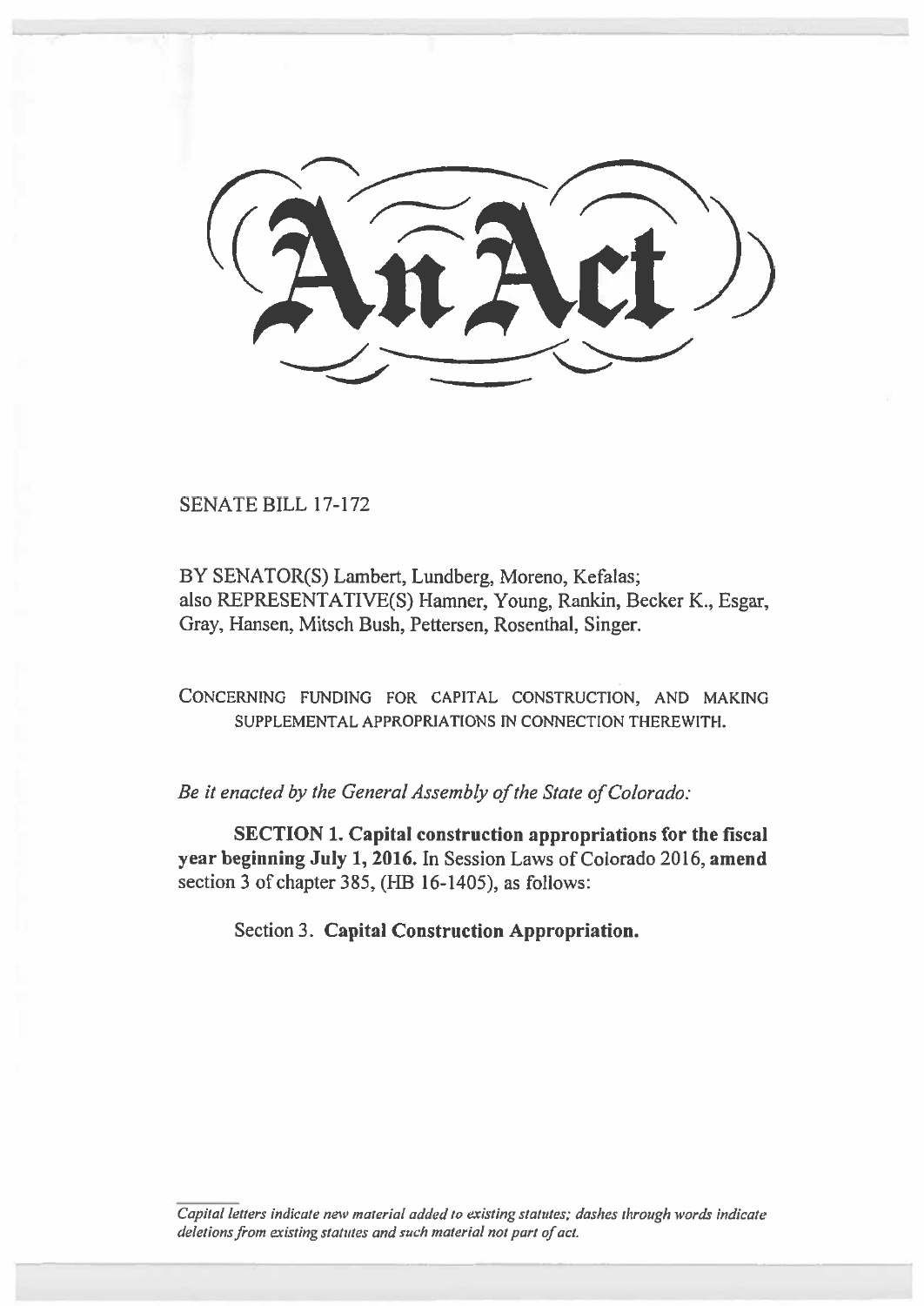# An Act

SENATE BILL 17-172

BY SENATOR(S) Lambert, Lundberg, Moreno, Kefalas;
also REPRESENTATIVE(S) Hamner, Young, Rankin, Becker K., Esgar, Gray, Hansen, Mitsch Bush, Pettersen, Rosenthal, Singer.

CONCERNING FUNDING FOR CAPITAL CONSTRUCTION, AND MAKING SUPPLEMENTAL APPROPRIATIONS IN CONNECTION THEREWITH.

*Be it enacted by the General Assembly of the State of Colorado:*

**SECTION 1. Capital construction appropriations for the fiscal year beginning July 1, 2016.** In Session Laws of Colorado 2016, **amend** section 3 of chapter 385, (HB 16-1405), as follows:

Section 3. **Capital Construction Appropriation.**

*Capital letters indicate new material added to existing statutes; dashes through words indicate deletions from existing statutes and such material not part of act.*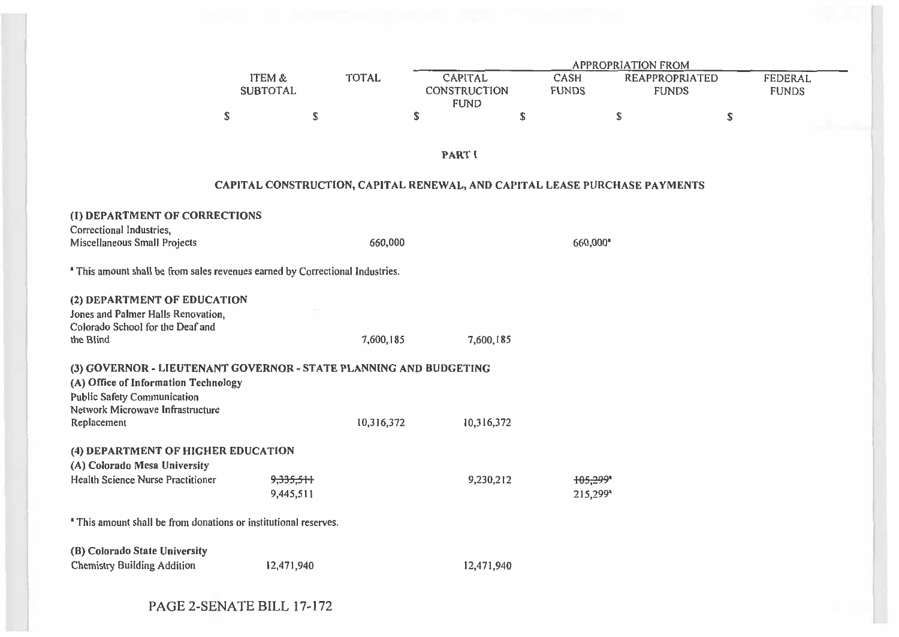| | ITEM & SUBTOTAL | TOTAL | APPROPRIATION FROM | | | |
|---|---|---|---|---|---|---|
| | | | CAPITAL CONSTRUCTION FUND | CASH FUNDS | REAPPROPRIATED FUNDS | FEDERAL FUNDS |
| | $ | $ | $ | $ | $ | $ |

## PART I

## CAPITAL CONSTRUCTION, CAPITAL RENEWAL, AND CAPITAL LEASE PURCHASE PAYMENTS

| | ITEM & SUBTOTAL | TOTAL | CAPITAL CONSTRUCTION FUND | CASH FUNDS | REAPPROPRIATED FUNDS | FEDERAL FUNDS |
|---|---|---|---|---|---|---|
| **(1) DEPARTMENT OF CORRECTIONS** | | | | | | |
| Correctional Industries, Miscellaneous Small Projects | | 660,000 | | 660,000[a] | | |

[a] This amount shall be from sales revenues earned by Correctional Industries.

| | ITEM & SUBTOTAL | TOTAL | CAPITAL CONSTRUCTION FUND | CASH FUNDS | REAPPROPRIATED FUNDS | FEDERAL FUNDS |
|---|---|---|---|---|---|---|
| **(2) DEPARTMENT OF EDUCATION** | | | | | | |
| Jones and Palmer Halls Renovation, Colorado School for the Deaf and the Blind | | 7,600,185 | 7,600,185 | | | |
| **(3) GOVERNOR - LIEUTENANT GOVERNOR - STATE PLANNING AND BUDGETING** | | | | | | |
| **(A) Office of Information Technology** | | | | | | |
| Public Safety Communication Network Microwave Infrastructure Replacement | | 10,316,372 | 10,316,372 | | | |
| **(4) DEPARTMENT OF HIGHER EDUCATION** | | | | | | |
| **(A) Colorado Mesa University** | | | | | | |
| Health Science Nurse Practitioner | ~~9,335,511~~ | | 9,230,212 | ~~105,299~~[a] | | |
| | 9,445,511 | | | 215,299[a] | | |

[a] This amount shall be from donations or institutional reserves.

| | ITEM & SUBTOTAL | TOTAL | CAPITAL CONSTRUCTION FUND | CASH FUNDS | REAPPROPRIATED FUNDS | FEDERAL FUNDS |
|---|---|---|---|---|---|---|
| **(B) Colorado State University** | | | | | | |
| Chemistry Building Addition | 12,471,940 | | 12,471,940 | | | |

PAGE 2-SENATE BILL 17-172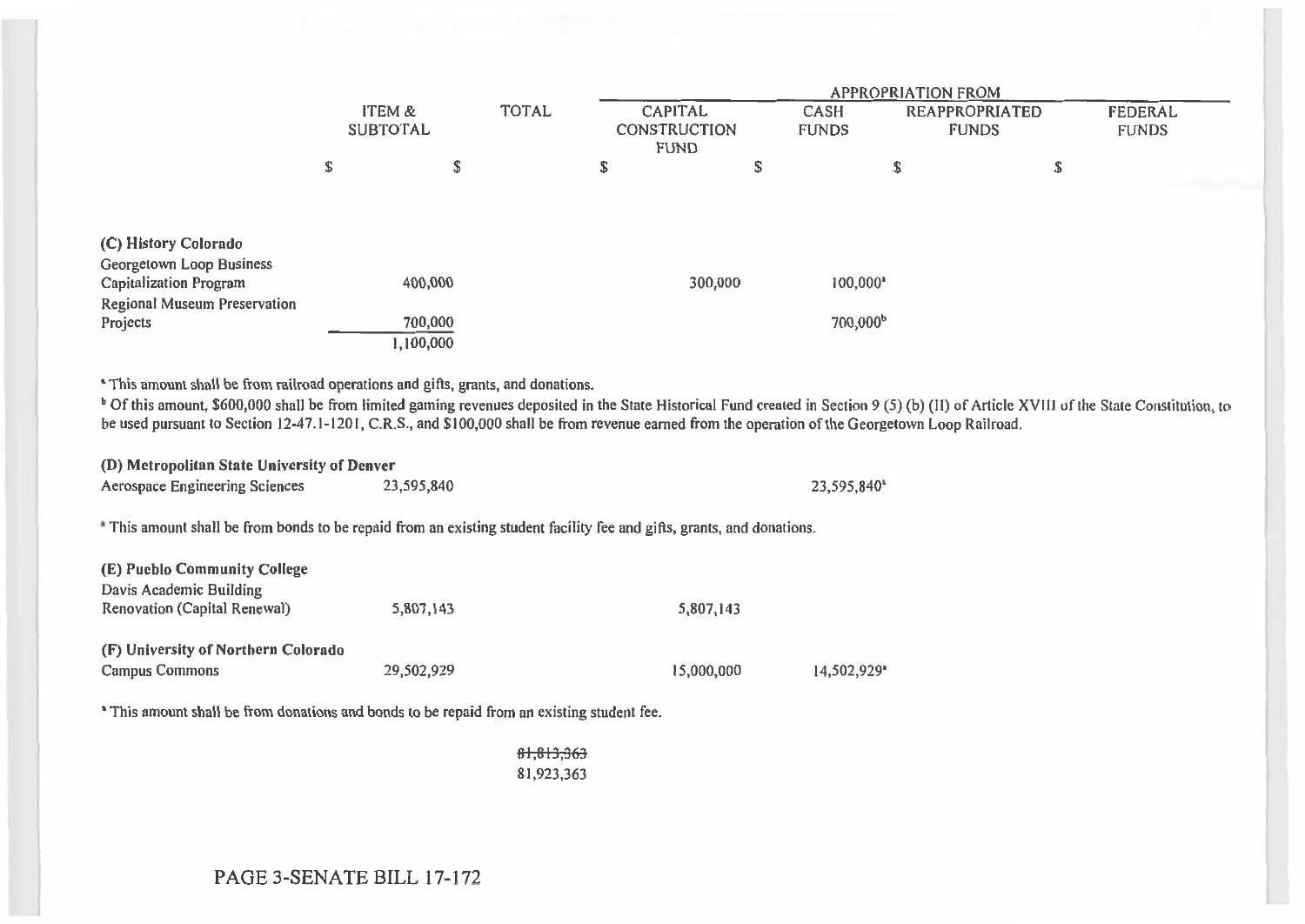| | ITEM & SUBTOTAL | TOTAL | APPROPRIATION FROM | | | |
|---|---|---|---|---|---|---|
| | | | CAPITAL CONSTRUCTION FUND | CASH FUNDS | REAPPROPRIATED FUNDS | FEDERAL FUNDS |
| | $ | $ | $ | $ | $ | $ |
| **(C) History Colorado** | | | | | | |
| Georgetown Loop Business Capitalization Program | 400,000 | | 300,000 | 100,000[a] | | |
| Regional Museum Preservation Projects | 700,000 | | | 700,000[b] | | |
| | 1,100,000 | | | | | |

[a] This amount shall be from railroad operations and gifts, grants, and donations.

[b] Of this amount, $600,000 shall be from limited gaming revenues deposited in the State Historical Fund created in Section 9 (5) (b) (II) of Article XVIII of the State Constitution, to be used pursuant to Section 12-47.1-1201, C.R.S., and $100,000 shall be from revenue earned from the operation of the Georgetown Loop Railroad.

| | ITEM & SUBTOTAL | TOTAL | CAPITAL CONSTRUCTION FUND | CASH FUNDS | REAPPROPRIATED FUNDS | FEDERAL FUNDS |
|---|---|---|---|---|---|---|
| **(D) Metropolitan State University of Denver** | | | | | | |
| Aerospace Engineering Sciences | 23,595,840 | | | 23,595,840[a] | | |

[a] This amount shall be from bonds to be repaid from an existing student facility fee and gifts, grants, and donations.

| | ITEM & SUBTOTAL | TOTAL | CAPITAL CONSTRUCTION FUND | CASH FUNDS | REAPPROPRIATED FUNDS | FEDERAL FUNDS |
|---|---|---|---|---|---|---|
| **(E) Pueblo Community College** | | | | | | |
| Davis Academic Building Renovation (Capital Renewal) | 5,807,143 | | 5,807,143 | | | |
| **(F) University of Northern Colorado** | | | | | | |
| Campus Commons | 29,502,929 | | 15,000,000 | 14,502,929[a] | | |

[a] This amount shall be from donations and bonds to be repaid from an existing student fee.

| | ITEM & SUBTOTAL | TOTAL | CAPITAL CONSTRUCTION FUND | CASH FUNDS | REAPPROPRIATED FUNDS | FEDERAL FUNDS |
|---|---|---|---|---|---|---|
| | | ~~81,813,363~~ 81,923,363 | | | | |

PAGE 3-SENATE BILL 17-172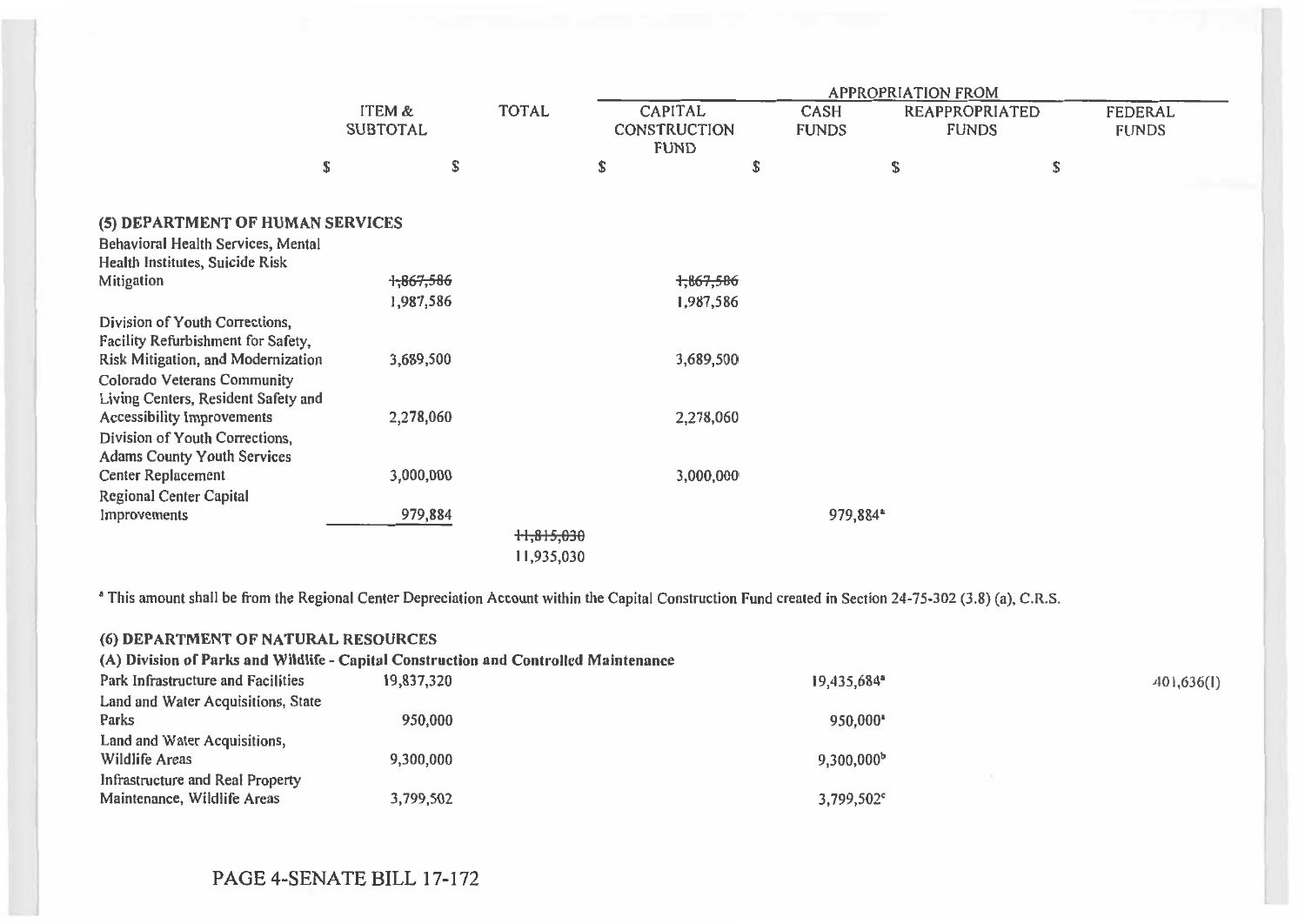| | ITEM & SUBTOTAL | TOTAL | APPROPRIATION FROM | | | |
|---|---|---|---|---|---|---|
| | | | CAPITAL CONSTRUCTION FUND | CASH FUNDS | REAPPROPRIATED FUNDS | FEDERAL FUNDS |
| | $ | $ | $ | $ | $ | $ |
| **(5) DEPARTMENT OF HUMAN SERVICES** | | | | | | |
| Behavioral Health Services, Mental Health Institutes, Suicide Risk Mitigation | ~~1,867,586~~ 1,987,586 | | ~~1,867,586~~ 1,987,586 | | | |
| Division of Youth Corrections, Facility Refurbishment for Safety, Risk Mitigation, and Modernization | 3,689,500 | | 3,689,500 | | | |
| Colorado Veterans Community Living Centers, Resident Safety and Accessibility Improvements | 2,278,060 | | 2,278,060 | | | |
| Division of Youth Corrections, Adams County Youth Services Center Replacement | 3,000,000 | | 3,000,000 | | | |
| Regional Center Capital Improvements | 979,884 | | | 979,884[a] | | |
| | | ~~11,815,030~~ 11,935,030 | | | | |

[a] This amount shall be from the Regional Center Depreciation Account within the Capital Construction Fund created in Section 24-75-302 (3.8) (a), C.R.S.

| | ITEM & SUBTOTAL | TOTAL | CAPITAL CONSTRUCTION FUND | CASH FUNDS | REAPPROPRIATED FUNDS | FEDERAL FUNDS |
|---|---|---|---|---|---|---|
| **(6) DEPARTMENT OF NATURAL RESOURCES** | | | | | | |
| **(A) Division of Parks and Wildlife - Capital Construction and Controlled Maintenance** | | | | | | |
| Park Infrastructure and Facilities | 19,837,320 | | | 19,435,684[a] | | 401,636(I) |
| Land and Water Acquisitions, State Parks | 950,000 | | | 950,000[a] | | |
| Land and Water Acquisitions, Wildlife Areas | 9,300,000 | | | 9,300,000[b] | | |
| Infrastructure and Real Property Maintenance, Wildlife Areas | 3,799,502 | | | 3,799,502[c] | | |

PAGE 4-SENATE BILL 17-172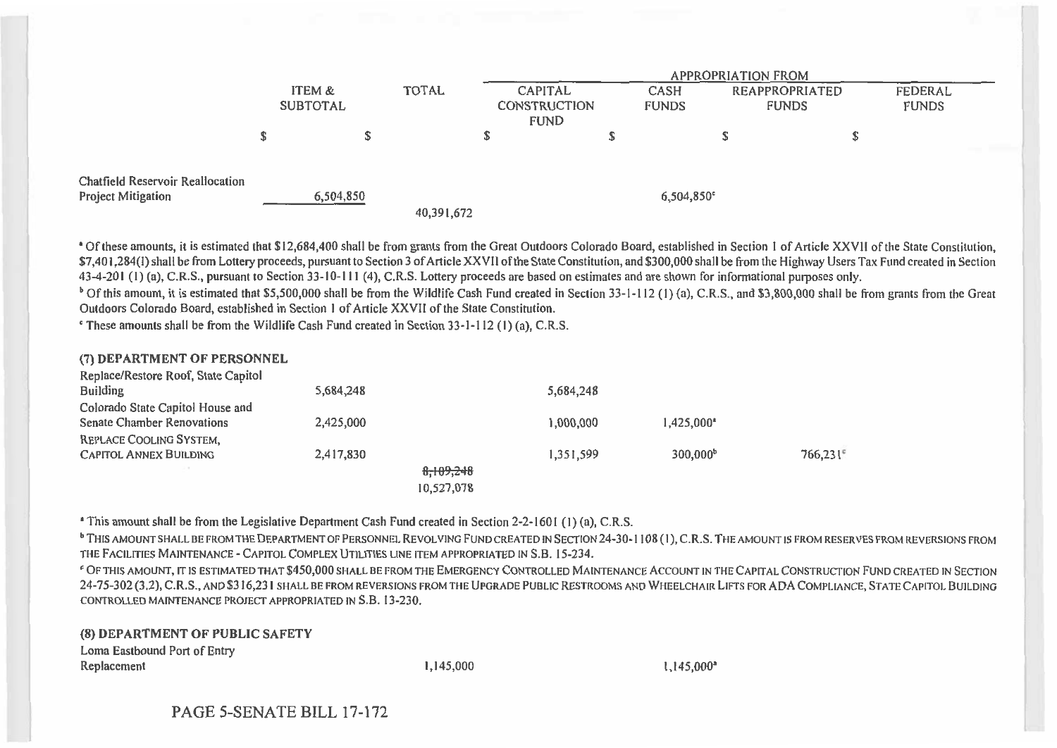| | ITEM & SUBTOTAL | TOTAL | APPROPRIATION FROM | | | |
|---|---|---|---|---|---|---|
| | | | CAPITAL CONSTRUCTION FUND | CASH FUNDS | REAPPROPRIATED FUNDS | FEDERAL FUNDS |
| | $ | $ | $ | $ | $ | $ |
| Chatfield Reservoir Reallocation Project Mitigation | 6,504,850 | | | 6,504,850[c] | | |
| | | 40,391,672 | | | | |

[a] Of these amounts, it is estimated that $12,684,400 shall be from grants from the Great Outdoors Colorado Board, established in Section 1 of Article XXVII of the State Constitution, $7,401,284(I) shall be from Lottery proceeds, pursuant to Section 3 of Article XXVII of the State Constitution, and $300,000 shall be from the Highway Users Tax Fund created in Section 43-4-201 (1) (a), C.R.S., pursuant to Section 33-10-111 (4), C.R.S. Lottery proceeds are based on estimates and are shown for informational purposes only.

[b] Of this amount, it is estimated that $5,500,000 shall be from the Wildlife Cash Fund created in Section 33-1-112 (1) (a), C.R.S., and $3,800,000 shall be from grants from the Great Outdoors Colorado Board, established in Section 1 of Article XXVII of the State Constitution.

[c] These amounts shall be from the Wildlife Cash Fund created in Section 33-1-112 (1) (a), C.R.S.

**(7) DEPARTMENT OF PERSONNEL**

| | ITEM & SUBTOTAL | TOTAL | CAPITAL CONSTRUCTION FUND | CASH FUNDS | REAPPROPRIATED FUNDS | FEDERAL FUNDS |
|---|---|---|---|---|---|---|
| Replace/Restore Roof, State Capitol Building | 5,684,248 | | 5,684,248 | | | |
| Colorado State Capitol House and Senate Chamber Renovations | 2,425,000 | | 1,000,000 | 1,425,000[a] | | |
| REPLACE COOLING SYSTEM, CAPITOL ANNEX BUILDING | 2,417,830 | | 1,351,599 | 300,000[b] | 766,231[c] | |
| | | ~~8,109,248~~ 10,527,078 | | | | |

[a] This amount shall be from the Legislative Department Cash Fund created in Section 2-2-1601 (1) (a), C.R.S.

[b] THIS AMOUNT SHALL BE FROM THE DEPARTMENT OF PERSONNEL REVOLVING FUND CREATED IN SECTION 24-30-1108 (1), C.R.S. THE AMOUNT IS FROM RESERVES FROM REVERSIONS FROM THE FACILITIES MAINTENANCE - CAPITOL COMPLEX UTILITIES LINE ITEM APPROPRIATED IN S.B. 15-234.

[c] OF THIS AMOUNT, IT IS ESTIMATED THAT $450,000 SHALL BE FROM THE EMERGENCY CONTROLLED MAINTENANCE ACCOUNT IN THE CAPITAL CONSTRUCTION FUND CREATED IN SECTION 24-75-302 (3.2), C.R.S., AND $316,231 SHALL BE FROM REVERSIONS FROM THE UPGRADE PUBLIC RESTROOMS AND WHEELCHAIR LIFTS FOR ADA COMPLIANCE, STATE CAPITOL BUILDING CONTROLLED MAINTENANCE PROJECT APPROPRIATED IN S.B. 13-230.

**(8) DEPARTMENT OF PUBLIC SAFETY**

| | ITEM & SUBTOTAL | TOTAL | CAPITAL CONSTRUCTION FUND | CASH FUNDS | REAPPROPRIATED FUNDS | FEDERAL FUNDS |
|---|---|---|---|---|---|---|
| Loma Eastbound Port of Entry Replacement | | 1,145,000 | | 1,145,000[a] | | |

PAGE 5-SENATE BILL 17-172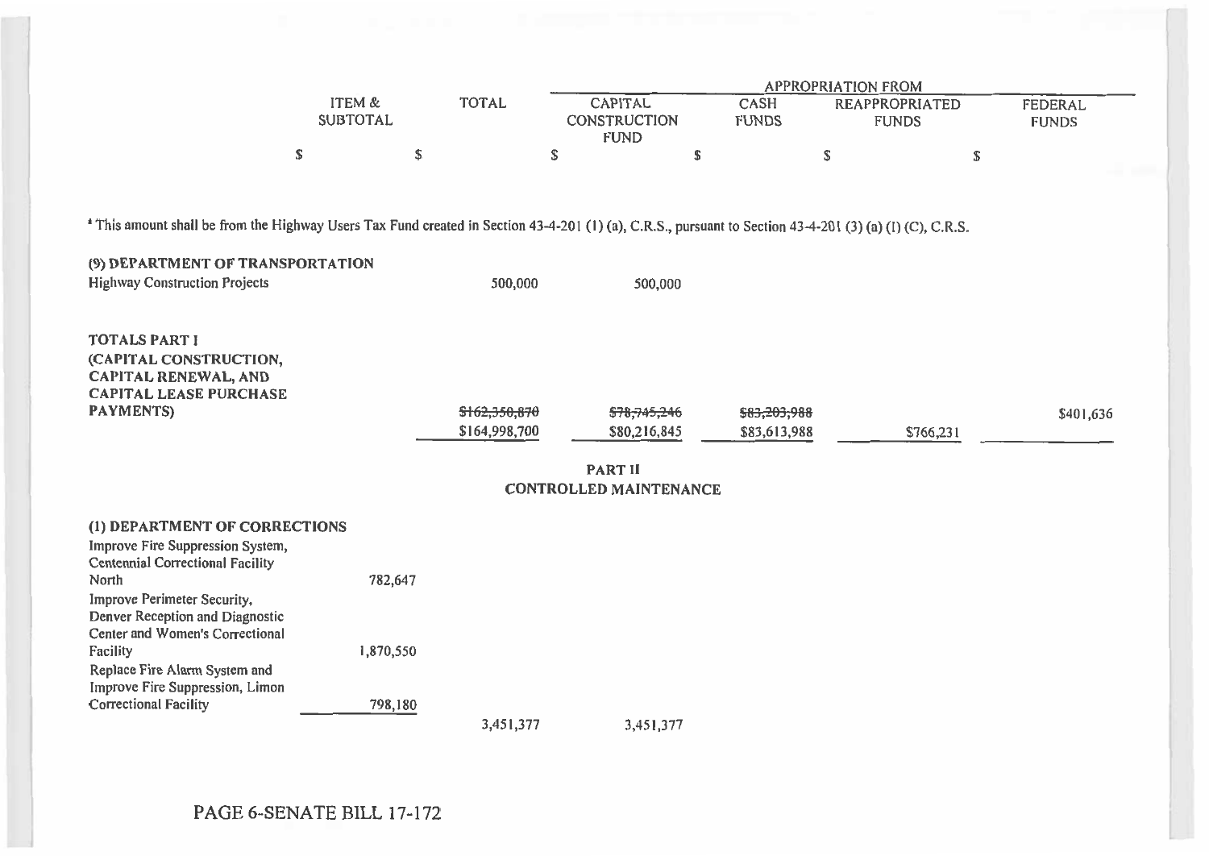| | ITEM & SUBTOTAL | TOTAL | APPROPRIATION FROM | | | |
|---|---|---|---|---|---|---|
| | | | CAPITAL CONSTRUCTION FUND | CASH FUNDS | REAPPROPRIATED FUNDS | FEDERAL FUNDS |
| | $ | $ | $ | $ | $ | $ |

[a] This amount shall be from the Highway Users Tax Fund created in Section 43-4-201 (1) (a), C.R.S., pursuant to Section 43-4-201 (3) (a) (I) (C), C.R.S.

| | ITEM & SUBTOTAL | TOTAL | CAPITAL CONSTRUCTION FUND | CASH FUNDS | REAPPROPRIATED FUNDS | FEDERAL FUNDS |
|---|---|---|---|---|---|---|
| **(9) DEPARTMENT OF TRANSPORTATION** | | | | | | |
| Highway Construction Projects | | 500,000 | 500,000 | | | |
| **TOTALS PART I (CAPITAL CONSTRUCTION, CAPITAL RENEWAL, AND CAPITAL LEASE PURCHASE PAYMENTS)** | | ~~$162,350,870~~ $164,998,700 | ~~$78,745,246~~ $80,216,845 | ~~$83,203,988~~ $83,613,988 | $766,231 | $401,636 |

**PART II**
**CONTROLLED MAINTENANCE**

| | ITEM & SUBTOTAL | TOTAL | CAPITAL CONSTRUCTION FUND | CASH FUNDS | REAPPROPRIATED FUNDS | FEDERAL FUNDS |
|---|---|---|---|---|---|---|
| **(1) DEPARTMENT OF CORRECTIONS** | | | | | | |
| Improve Fire Suppression System, Centennial Correctional Facility North | 782,647 | | | | | |
| Improve Perimeter Security, Denver Reception and Diagnostic Center and Women's Correctional Facility | 1,870,550 | | | | | |
| Replace Fire Alarm System and Improve Fire Suppression, Limon Correctional Facility | 798,180 | | | | | |
| | | 3,451,377 | 3,451,377 | | | |

PAGE 6-SENATE BILL 17-172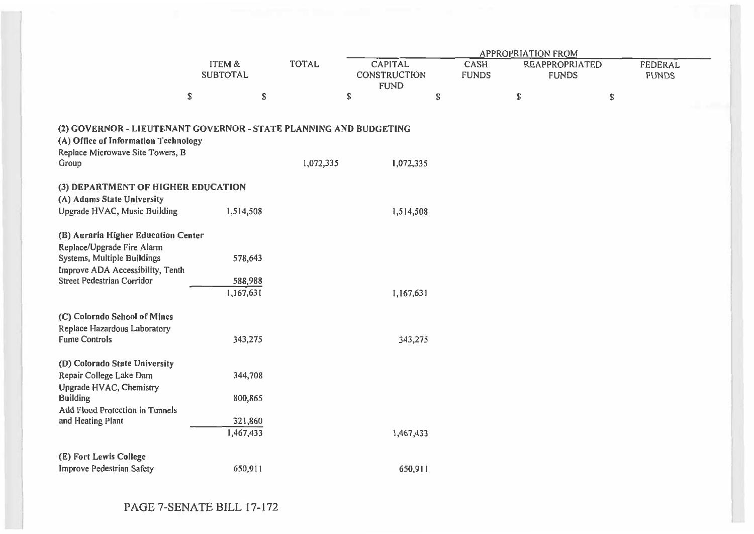| | ITEM & SUBTOTAL | TOTAL | APPROPRIATION FROM CAPITAL CONSTRUCTION FUND | CASH FUNDS | REAPPROPRIATED FUNDS | FEDERAL FUNDS |
|---|---|---|---|---|---|---|
| | $ | $ | $ | $ | $ | $ |
| **(2) GOVERNOR - LIEUTENANT GOVERNOR - STATE PLANNING AND BUDGETING** | | | | | | |
| **(A) Office of Information Technology** | | | | | | |
| Replace Microwave Site Towers, B Group | | 1,072,335 | 1,072,335 | | | |
| **(3) DEPARTMENT OF HIGHER EDUCATION** | | | | | | |
| **(A) Adams State University** | | | | | | |
| Upgrade HVAC, Music Building | 1,514,508 | | 1,514,508 | | | |
| **(B) Auraria Higher Education Center** | | | | | | |
| Replace/Upgrade Fire Alarm Systems, Multiple Buildings | 578,643 | | | | | |
| Improve ADA Accessibility, Tenth Street Pedestrian Corridor | 588,988 | | | | | |
| | 1,167,631 | | 1,167,631 | | | |
| **(C) Colorado School of Mines** | | | | | | |
| Replace Hazardous Laboratory Fume Controls | 343,275 | | 343,275 | | | |
| **(D) Colorado State University** | | | | | | |
| Repair College Lake Dam | 344,708 | | | | | |
| Upgrade HVAC, Chemistry Building | 800,865 | | | | | |
| Add Flood Protection in Tunnels and Heating Plant | 321,860 | | | | | |
| | 1,467,433 | | 1,467,433 | | | |
| **(E) Fort Lewis College** | | | | | | |
| Improve Pedestrian Safety | 650,911 | | 650,911 | | | |

PAGE 7-SENATE BILL 17-172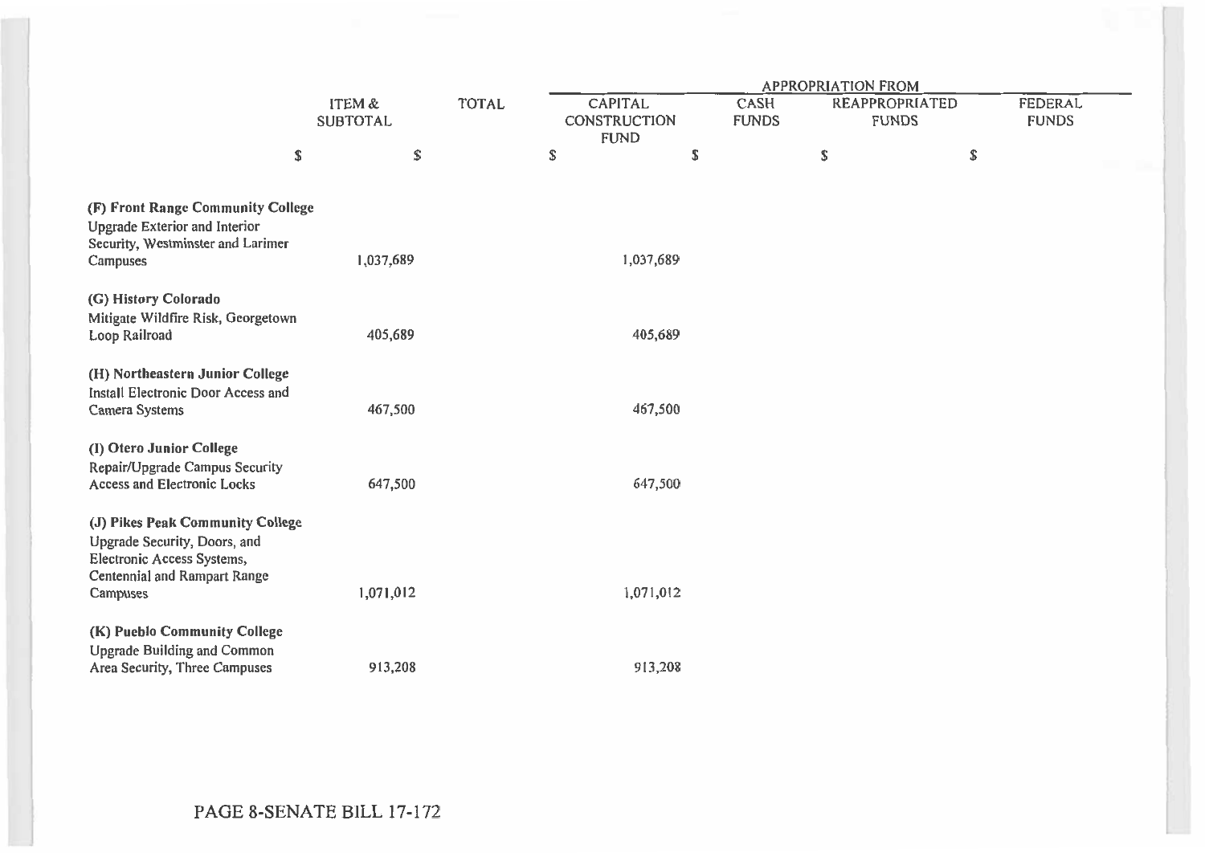| | ITEM & SUBTOTAL | TOTAL | APPROPRIATION FROM | | | |
|---|---|---|---|---|---|---|
| | | | CAPITAL CONSTRUCTION FUND | CASH FUNDS | REAPPROPRIATED FUNDS | FEDERAL FUNDS |
| | $ | $ | $ | $ | $ | $ |
| **(F) Front Range Community College** | | | | | | |
| Upgrade Exterior and Interior Security, Westminster and Larimer Campuses | 1,037,689 | | 1,037,689 | | | |
| **(G) History Colorado** | | | | | | |
| Mitigate Wildfire Risk, Georgetown Loop Railroad | 405,689 | | 405,689 | | | |
| **(H) Northeastern Junior College** | | | | | | |
| Install Electronic Door Access and Camera Systems | 467,500 | | 467,500 | | | |
| **(I) Otero Junior College** | | | | | | |
| Repair/Upgrade Campus Security Access and Electronic Locks | 647,500 | | 647,500 | | | |
| **(J) Pikes Peak Community College** | | | | | | |
| Upgrade Security, Doors, and Electronic Access Systems, Centennial and Rampart Range Campuses | 1,071,012 | | 1,071,012 | | | |
| **(K) Pueblo Community College** | | | | | | |
| Upgrade Building and Common Area Security, Three Campuses | 913,208 | | 913,208 | | | |

PAGE 8-SENATE BILL 17-172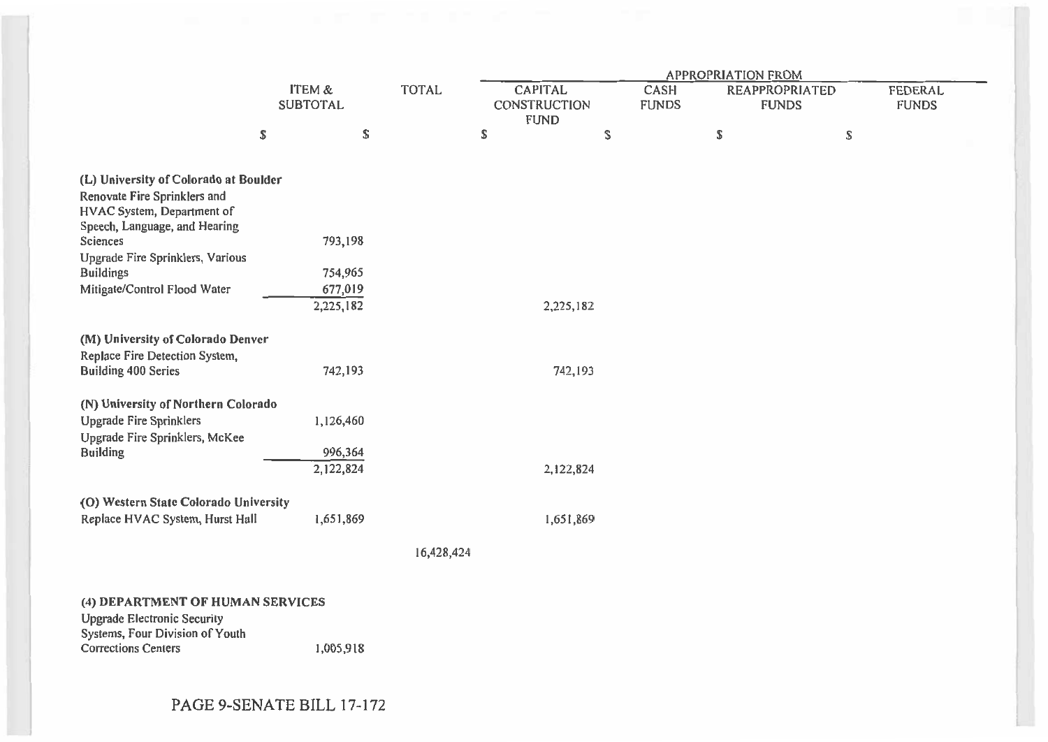| | ITEM & SUBTOTAL | TOTAL | APPROPRIATION FROM | | | |
|---|---|---|---|---|---|---|
| | | | CAPITAL CONSTRUCTION FUND | CASH FUNDS | REAPPROPRIATED FUNDS | FEDERAL FUNDS |
| | $ | $ | $ | $ | $ | $ |
| **(L) University of Colorado at Boulder** | | | | | | |
| Renovate Fire Sprinklers and HVAC System, Department of Speech, Language, and Hearing Sciences | 793,198 | | | | | |
| Upgrade Fire Sprinklers, Various Buildings | 754,965 | | | | | |
| Mitigate/Control Flood Water | 677,019 | | | | | |
| | 2,225,182 | | 2,225,182 | | | |
| **(M) University of Colorado Denver** | | | | | | |
| Replace Fire Detection System, Building 400 Series | 742,193 | | 742,193 | | | |
| **(N) University of Northern Colorado** | | | | | | |
| Upgrade Fire Sprinklers | 1,126,460 | | | | | |
| Upgrade Fire Sprinklers, McKee Building | 996,364 | | | | | |
| | 2,122,824 | | 2,122,824 | | | |
| **(O) Western State Colorado University** | | | | | | |
| Replace HVAC System, Hurst Hall | 1,651,869 | | 1,651,869 | | | |
| | | 16,428,424 | | | | |
| **(4) DEPARTMENT OF HUMAN SERVICES** | | | | | | |
| Upgrade Electronic Security Systems, Four Division of Youth Corrections Centers | 1,005,918 | | | | | |

PAGE 9-SENATE BILL 17-172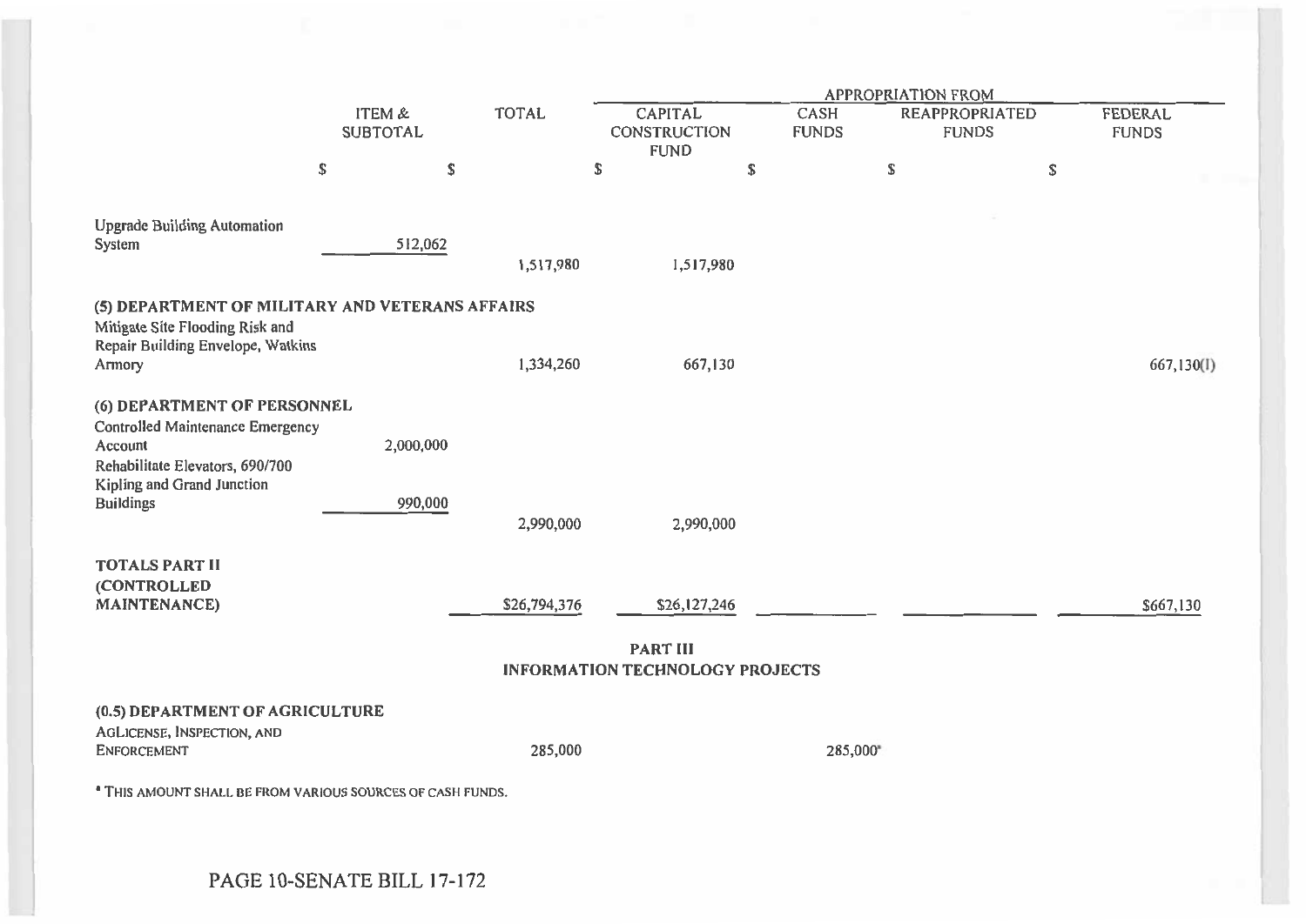| | ITEM & SUBTOTAL | TOTAL | APPROPRIATION FROM | | | |
|---|---|---|---|---|---|---|
| | | | CAPITAL CONSTRUCTION FUND | CASH FUNDS | REAPPROPRIATED FUNDS | FEDERAL FUNDS |
| | $ | $ | $ | $ | $ | $ |
| Upgrade Building Automation System | 512,062 | | | | | |
| | | 1,517,980 | 1,517,980 | | | |
| **(5) DEPARTMENT OF MILITARY AND VETERANS AFFAIRS** | | | | | | |
| Mitigate Site Flooding Risk and Repair Building Envelope, Watkins Armory | | 1,334,260 | 667,130 | | | 667,130(I) |
| **(6) DEPARTMENT OF PERSONNEL** | | | | | | |
| Controlled Maintenance Emergency Account | 2,000,000 | | | | | |
| Rehabilitate Elevators, 690/700 Kipling and Grand Junction Buildings | 990,000 | | | | | |
| | | 2,990,000 | 2,990,000 | | | |
| **TOTALS PART II (CONTROLLED MAINTENANCE)** | | $26,794,376 | $26,127,246 | | | $667,130 |

**PART III**
**INFORMATION TECHNOLOGY PROJECTS**

| | ITEM & SUBTOTAL | TOTAL | CAPITAL CONSTRUCTION FUND | CASH FUNDS | REAPPROPRIATED FUNDS | FEDERAL FUNDS |
|---|---|---|---|---|---|---|
| **(0.5) DEPARTMENT OF AGRICULTURE** | | | | | | |
| AGLICENSE, INSPECTION, AND ENFORCEMENT | | 285,000 | | 285,000[a] | | |

[a] THIS AMOUNT SHALL BE FROM VARIOUS SOURCES OF CASH FUNDS.

PAGE 10-SENATE BILL 17-172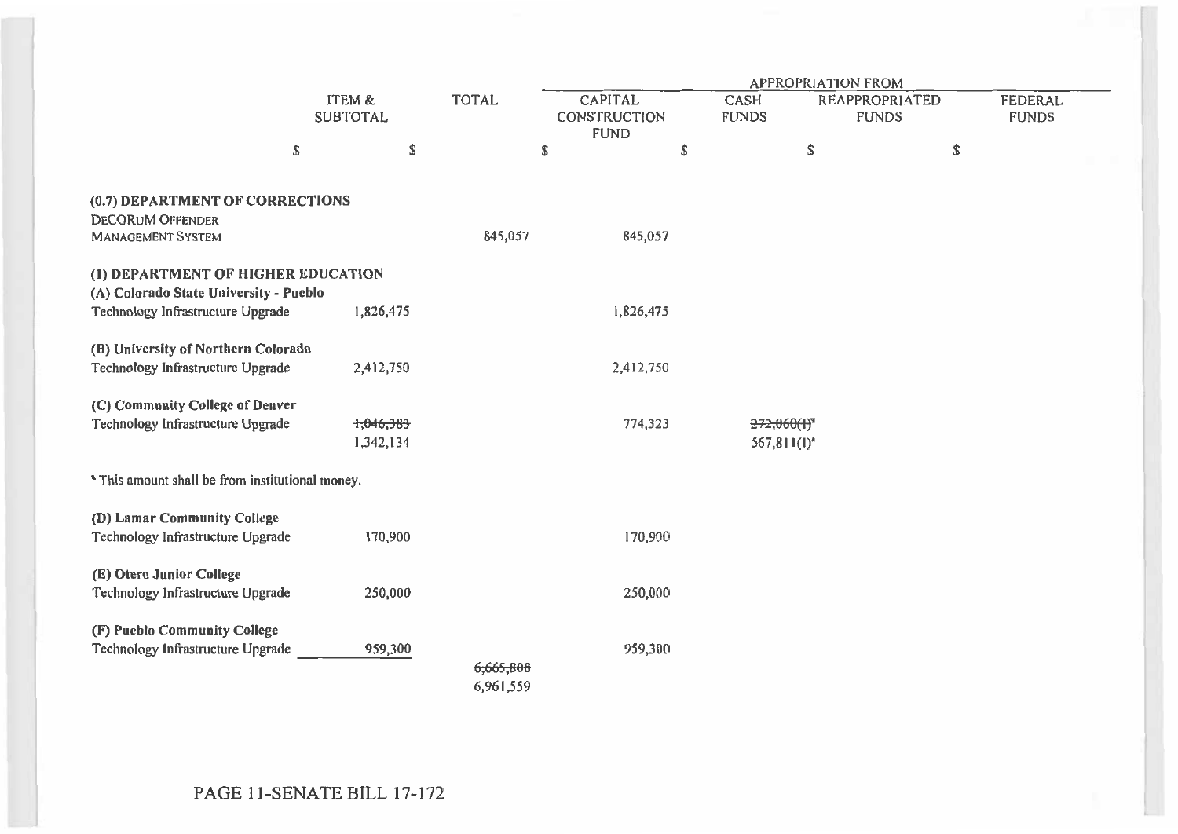| | ITEM & SUBTOTAL | TOTAL | APPROPRIATION FROM | | | |
|---|---|---|---|---|---|---|
| | | | CAPITAL CONSTRUCTION FUND | CASH FUNDS | REAPPROPRIATED FUNDS | FEDERAL FUNDS |
| | $ | $ | $ | $ | $ | $ |
| **(0.7) DEPARTMENT OF CORRECTIONS** | | | | | | |
| DECORUM OFFENDER MANAGEMENT SYSTEM | | 845,057 | 845,057 | | | |
| **(1) DEPARTMENT OF HIGHER EDUCATION** | | | | | | |
| **(A) Colorado State University - Pueblo** | | | | | | |
| Technology Infrastructure Upgrade | 1,826,475 | | 1,826,475 | | | |
| **(B) University of Northern Colorado** | | | | | | |
| Technology Infrastructure Upgrade | 2,412,750 | | 2,412,750 | | | |
| **(C) Community College of Denver** | | | | | | |
| Technology Infrastructure Upgrade | ~~1,046,383~~ 1,342,134 | | 774,323 | ~~272,060(I)~~[a] 567,811(I)[a] | | |
| [a] This amount shall be from institutional money. | | | | | | |
| **(D) Lamar Community College** | | | | | | |
| Technology Infrastructure Upgrade | 170,900 | | 170,900 | | | |
| **(E) Otero Junior College** | | | | | | |
| Technology Infrastructure Upgrade | 250,000 | | 250,000 | | | |
| **(F) Pueblo Community College** | | | | | | |
| Technology Infrastructure Upgrade | 959,300 | | 959,300 | | | |
| | | ~~6,665,808~~ 6,961,559 | | | | |

PAGE 11-SENATE BILL 17-172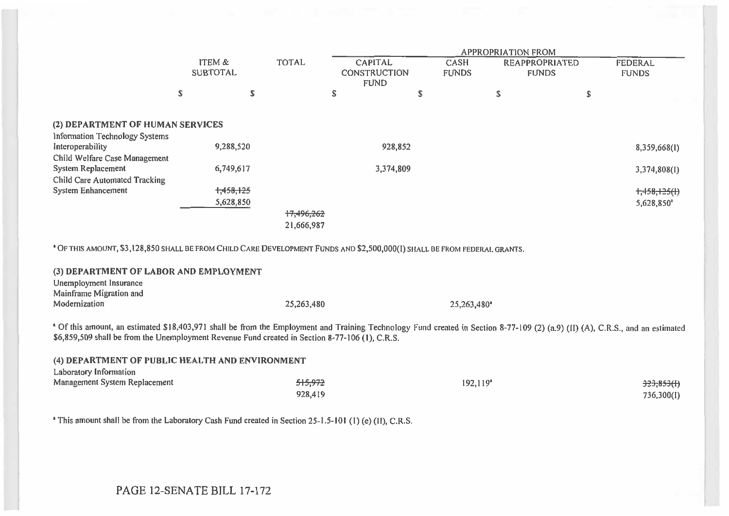| | ITEM & SUBTOTAL | TOTAL | APPROPRIATION FROM | | | |
|---|---|---|---|---|---|---|
| | | | CAPITAL CONSTRUCTION FUND | CASH FUNDS | REAPPROPRIATED FUNDS | FEDERAL FUNDS |
| | $ | $ | $ | $ | $ | $ |
| **(2) DEPARTMENT OF HUMAN SERVICES** | | | | | | |
| Information Technology Systems Interoperability | 9,288,520 | | 928,852 | | | 8,359,668(I) |
| Child Welfare Case Management System Replacement | 6,749,617 | | 3,374,809 | | | 3,374,808(I) |
| Child Care Automated Tracking System Enhancement | ~~1,458,125~~ 5,628,850 | | | | | ~~1,458,125(I)~~ 5,628,850[a] |
| | | ~~17,496,262~~ 21,666,987 | | | | |

[a] OF THIS AMOUNT, $3,128,850 SHALL BE FROM CHILD CARE DEVELOPMENT FUNDS AND $2,500,000(I) SHALL BE FROM FEDERAL GRANTS.

| | ITEM & SUBTOTAL | TOTAL | CAPITAL CONSTRUCTION FUND | CASH FUNDS | REAPPROPRIATED FUNDS | FEDERAL FUNDS |
|---|---|---|---|---|---|---|
| **(3) DEPARTMENT OF LABOR AND EMPLOYMENT** | | | | | | |
| Unemployment Insurance Mainframe Migration and Modernization | | 25,263,480 | | 25,263,480[a] | | |

[a] Of this amount, an estimated $18,403,971 shall be from the Employment and Training Technology Fund created in Section 8-77-109 (2) (a.9) (II) (A), C.R.S., and an estimated $6,859,509 shall be from the Unemployment Revenue Fund created in Section 8-77-106 (1), C.R.S.

| | ITEM & SUBTOTAL | TOTAL | CAPITAL CONSTRUCTION FUND | CASH FUNDS | REAPPROPRIATED FUNDS | FEDERAL FUNDS |
|---|---|---|---|---|---|---|
| **(4) DEPARTMENT OF PUBLIC HEALTH AND ENVIRONMENT** | | | | | | |
| Laboratory Information Management System Replacement | | ~~515,972~~ 928,419 | | 192,119[a] | | ~~323,853(I)~~ 736,300(I) |

[a] This amount shall be from the Laboratory Cash Fund created in Section 25-1.5-101 (1) (e) (II), C.R.S.

PAGE 12-SENATE BILL 17-172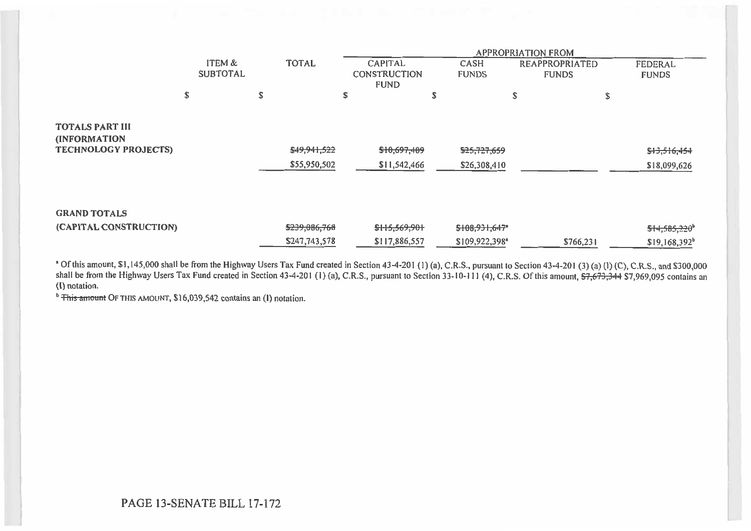| | ITEM & SUBTOTAL | TOTAL | APPROPRIATION FROM | | | |
|---|---|---|---|---|---|---|
| | | | CAPITAL CONSTRUCTION FUND | CASH FUNDS | REAPPROPRIATED FUNDS | FEDERAL FUNDS |
| | $ | $ | $ | $ | $ | $ |
| **TOTALS PART III (INFORMATION TECHNOLOGY PROJECTS)** | | ~~$49,941,522~~ | ~~$10,697,409~~ | ~~$25,727,659~~ | | ~~$13,516,454~~ |
| | | $55,950,502 | $11,542,466 | $26,308,410 | | $18,099,626 |
| **GRAND TOTALS (CAPITAL CONSTRUCTION)** | | ~~$239,086,768~~ | ~~$115,569,901~~ | ~~$108,931,647~~[a] | | ~~$14,585,220~~[b] |
| | | $247,743,578 | $117,886,557 | $109,922,398[a] | $766,231 | $19,168,392[b] |

[a] Of this amount, $1,145,000 shall be from the Highway Users Tax Fund created in Section 43-4-201 (1) (a), C.R.S., pursuant to Section 43-4-201 (3) (a) (I) (C), C.R.S., and $300,000 shall be from the Highway Users Tax Fund created in Section 43-4-201 (1) (a), C.R.S., pursuant to Section 33-10-111 (4), C.R.S. Of this amount, ~~$7,673,344~~ $7,969,095 contains an (I) notation.

[b] ~~This amount~~ OF THIS AMOUNT, $16,039,542 contains an (I) notation.

PAGE 13-SENATE BILL 17-172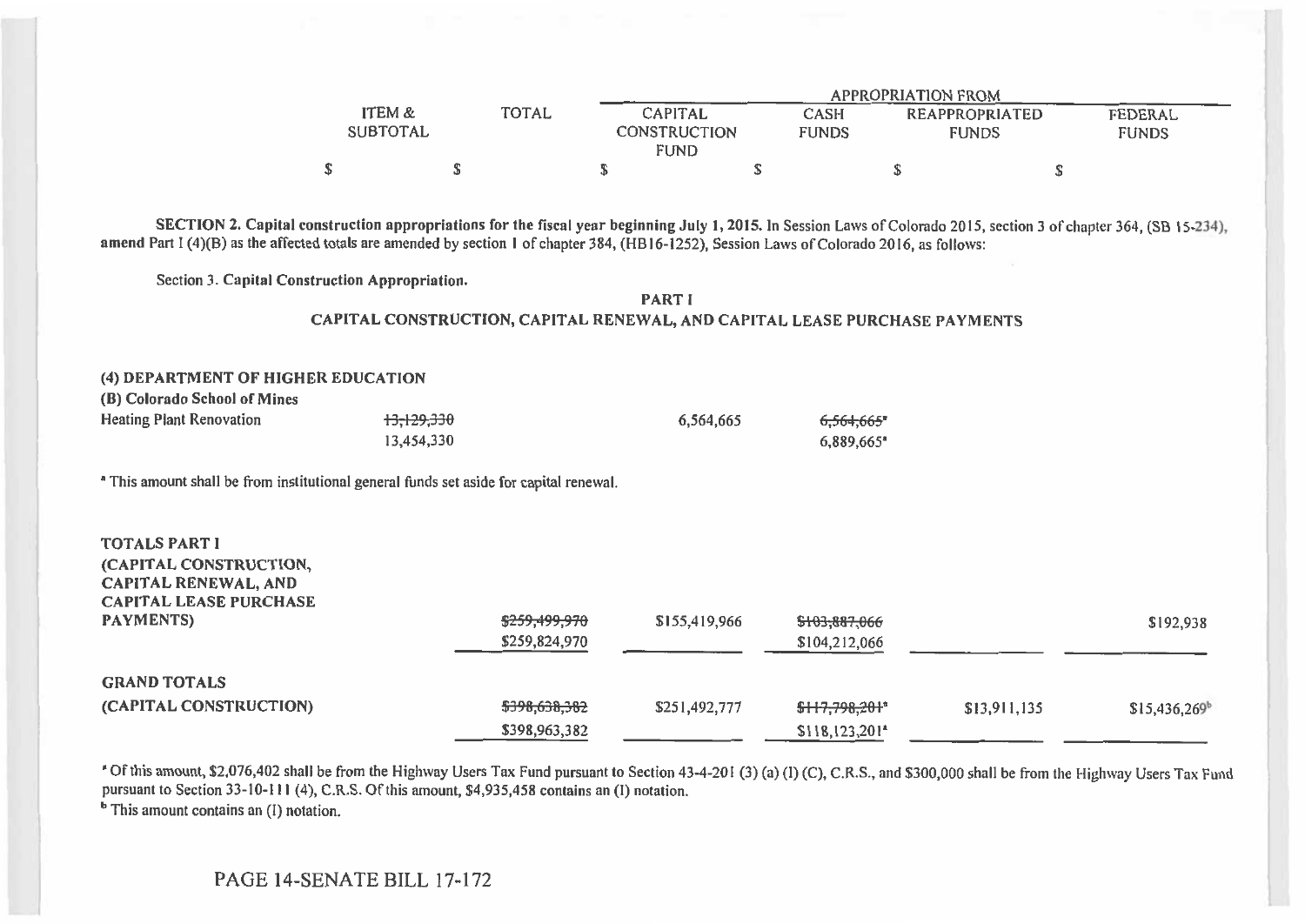| | ITEM & SUBTOTAL | TOTAL | APPROPRIATION FROM | | | |
|---|---|---|---|---|---|---|
| | | | CAPITAL CONSTRUCTION FUND | CASH FUNDS | REAPPROPRIATED FUNDS | FEDERAL FUNDS |
| | $ | $ | $ | $ | $ | $ |

**SECTION 2. Capital construction appropriations for the fiscal year beginning July 1, 2015.** In Session Laws of Colorado 2015, section 3 of chapter 364, (SB 15-234), **amend** Part I (4)(B) as the affected totals are amended by section 1 of chapter 384, (HB16-1252), Session Laws of Colorado 2016, as follows:

Section 3. **Capital Construction Appropriation.**

**PART I**
**CAPITAL CONSTRUCTION, CAPITAL RENEWAL, AND CAPITAL LEASE PURCHASE PAYMENTS**

**(4) DEPARTMENT OF HIGHER EDUCATION**

**(B) Colorado School of Mines**

| | ITEM & SUBTOTAL | TOTAL | CAPITAL CONSTRUCTION FUND | CASH FUNDS | REAPPROPRIATED FUNDS | FEDERAL FUNDS |
|---|---|---|---|---|---|---|
| Heating Plant Renovation | ~~13,129,330~~ 13,454,330 | | 6,564,665 | ~~6,564,665~~[a] 6,889,665[a] | | |

[a] This amount shall be from institutional general funds set aside for capital renewal.

| | ITEM & SUBTOTAL | TOTAL | CAPITAL CONSTRUCTION FUND | CASH FUNDS | REAPPROPRIATED FUNDS | FEDERAL FUNDS |
|---|---|---|---|---|---|---|
| **TOTALS PART I (CAPITAL CONSTRUCTION, CAPITAL RENEWAL, AND CAPITAL LEASE PURCHASE PAYMENTS)** | | ~~$259,499,970~~ $259,824,970 | $155,419,966 | ~~$103,887,066~~ $104,212,066 | | $192,938 |
| **GRAND TOTALS (CAPITAL CONSTRUCTION)** | | ~~$398,638,382~~ $398,963,382 | $251,492,777 | ~~$117,798,201~~[a] $118,123,201[a] | $13,911,135 | $15,436,269[b] |

[a] Of this amount, $2,076,402 shall be from the Highway Users Tax Fund pursuant to Section 43-4-201 (3) (a) (I) (C), C.R.S., and $300,000 shall be from the Highway Users Tax Fund pursuant to Section 33-10-111 (4), C.R.S. Of this amount, $4,935,458 contains an (I) notation.

[b] This amount contains an (I) notation.

PAGE 14-SENATE BILL 17-172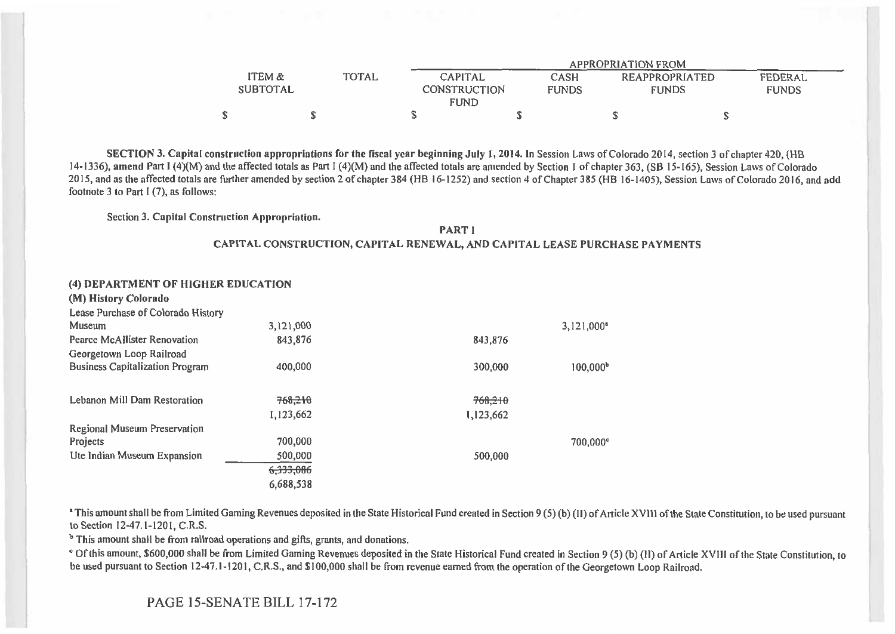SECTION 3. Capital construction appropriations for the fiscal year beginning July 1, 2014. In Session Laws of Colorado 2014, section 3 of chapter 420, (HB 14-1336), amend Part I (4)(M) and the affected totals as Part I (4)(M) and the affected totals are amended by Section 1 of chapter 363, (SB 15-165), Session Laws of Colorado 2015, and as the affected totals are further amended by section 2 of chapter 384 (HB 16-1252) and section 4 of Chapter 385 (HB 16-1405), Session Laws of Colorado 2016, and add footnote 3 to Part I (7), as follows:

Section 3. Capital Construction Appropriation.

**PART I**

**CAPITAL CONSTRUCTION, CAPITAL RENEWAL, AND CAPITAL LEASE PURCHASE PAYMENTS**

| | ITEM & SUBTOTAL | TOTAL | APPROPRIATION FROM | | | |
|---|---|---|---|---|---|---|
| | | | CAPITAL CONSTRUCTION FUND | CASH FUNDS | REAPPROPRIATED FUNDS | FEDERAL FUNDS |
| | $ | $ | $ | $ | $ | $ |
| **(4) DEPARTMENT OF HIGHER EDUCATION** | | | | | | |
| **(M) History Colorado** | | | | | | |
| Lease Purchase of Colorado History Museum | 3,121,000 | | | 3,121,000[a] | | |
| Pearce McAllister Renovation | 843,876 | | 843,876 | | | |
| Georgetown Loop Railroad Business Capitalization Program | 400,000 | | 300,000 | 100,000[b] | | |
| Lebanon Mill Dam Restoration | ~~768,210~~ 1,123,662 | | ~~768,210~~ 1,123,662 | | | |
| Regional Museum Preservation Projects | 700,000 | | | 700,000[c] | | |
| Ute Indian Museum Expansion | 500,000 | | 500,000 | | | |
| | ~~6,333,086~~ 6,688,538 | | | | | |

[a] This amount shall be from Limited Gaming Revenues deposited in the State Historical Fund created in Section 9 (5) (b) (II) of Article XVIII of the State Constitution, to be used pursuant to Section 12-47.1-1201, C.R.S.

[b] This amount shall be from railroad operations and gifts, grants, and donations.

[c] Of this amount, $600,000 shall be from Limited Gaming Revenues deposited in the State Historical Fund created in Section 9 (5) (b) (II) of Article XVIII of the State Constitution, to be used pursuant to Section 12-47.1-1201, C.R.S., and $100,000 shall be from revenue earned from the operation of the Georgetown Loop Railroad.

PAGE 15-SENATE BILL 17-172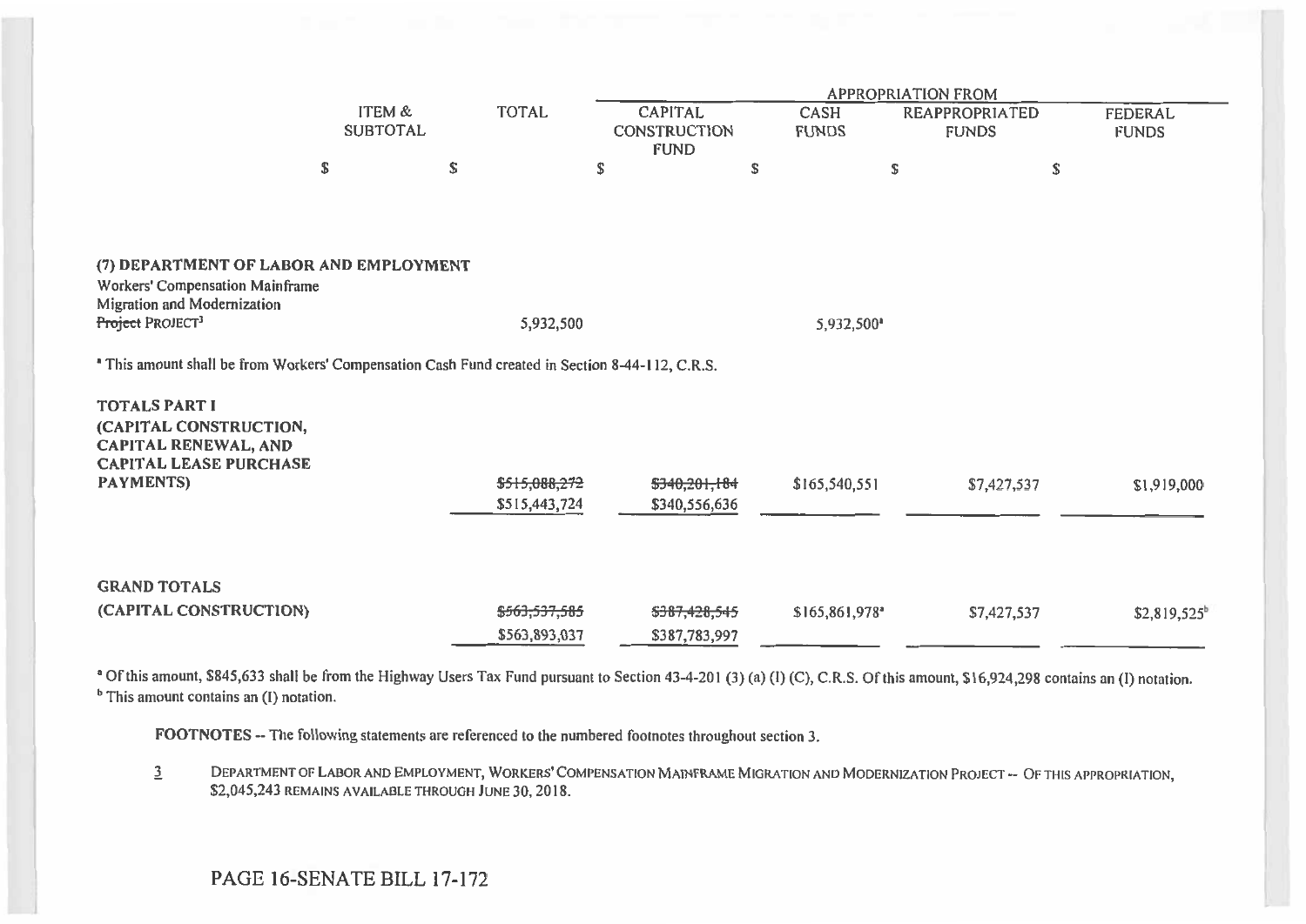| | ITEM & SUBTOTAL | TOTAL | APPROPRIATION FROM | | | |
|---|---|---|---|---|---|---|
| | | | CAPITAL CONSTRUCTION FUND | CASH FUNDS | REAPPROPRIATED FUNDS | FEDERAL FUNDS |
| | $ | $ | $ | $ | $ | $ |
| **(7) DEPARTMENT OF LABOR AND EMPLOYMENT** | | | | | | |
| Workers' Compensation Mainframe Migration and Modernization ~~Project~~ PROJECT[3] | | 5,932,500 | | 5,932,500[a] | | |

[a] This amount shall be from Workers' Compensation Cash Fund created in Section 8-44-112, C.R.S.

| | ITEM & SUBTOTAL | TOTAL | CAPITAL CONSTRUCTION FUND | CASH FUNDS | REAPPROPRIATED FUNDS | FEDERAL FUNDS |
|---|---|---|---|---|---|---|
| **TOTALS PART I (CAPITAL CONSTRUCTION, CAPITAL RENEWAL, AND CAPITAL LEASE PURCHASE PAYMENTS)** | | ~~$515,088,272~~ $515,443,724 | ~~$340,201,184~~ $340,556,636 | $165,540,551 | $7,427,537 | $1,919,000 |
| **GRAND TOTALS (CAPITAL CONSTRUCTION)** | | ~~$563,537,585~~ $563,893,037 | ~~$387,428,545~~ $387,783,997 | $165,861,978[a] | $7,427,537 | $2,819,525[b] |

[a] Of this amount, $845,633 shall be from the Highway Users Tax Fund pursuant to Section 43-4-201 (3) (a) (I) (C), C.R.S. Of this amount, $16,924,298 contains an (I) notation.
[b] This amount contains an (I) notation.

**FOOTNOTES** -- The following statements are referenced to the numbered footnotes throughout section 3.

3 DEPARTMENT OF LABOR AND EMPLOYMENT, WORKERS' COMPENSATION MAINFRAME MIGRATION AND MODERNIZATION PROJECT -- OF THIS APPROPRIATION, $2,045,243 REMAINS AVAILABLE THROUGH JUNE 30, 2018.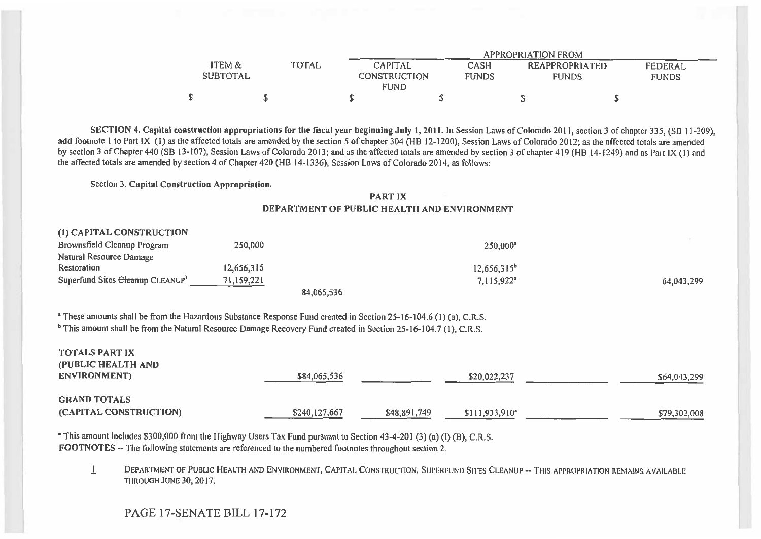| ITEM & SUBTOTAL | TOTAL | APPROPRIATION FROM | | | |
|---|---|---|---|---|---|
| | | CAPITAL CONSTRUCTION FUND | CASH FUNDS | REAPPROPRIATED FUNDS | FEDERAL FUNDS |
| $ | $ | $ | $ | $ | $ |

**SECTION 4. Capital construction appropriations for the fiscal year beginning July 1, 2011.** In Session Laws of Colorado 2011, section 3 of chapter 335, (SB 11-209), add footnote 1 to Part IX (1) as the affected totals are amended by the section 5 of chapter 304 (HB 12-1200), Session Laws of Colorado 2012; as the affected totals are amended by section 3 of Chapter 440 (SB 13-107), Session Laws of Colorado 2013; and as the affected totals are amended by section 3 of chapter 419 (HB 14-1249) and as Part IX (1) and the affected totals are amended by section 4 of Chapter 420 (HB 14-1336), Session Laws of Colorado 2014, as follows:

Section 3. **Capital Construction Appropriation.**

**PART IX**
**DEPARTMENT OF PUBLIC HEALTH AND ENVIRONMENT**

| | ITEM & SUBTOTAL | TOTAL | CAPITAL CONSTRUCTION FUND | CASH FUNDS | REAPPROPRIATED FUNDS | FEDERAL FUNDS |
|---|---|---|---|---|---|---|
| **(1) CAPITAL CONSTRUCTION** | | | | | | |
| Brownsfield Cleanup Program | 250,000 | | | 250,000[a] | | |
| Natural Resource Damage Restoration | 12,656,315 | | | 12,656,315[b] | | |
| Superfund Sites ~~Cleanup~~ CLEANUP[1] | 71,159,221 | | | 7,115,922[a] | | 64,043,299 |
| | | 84,065,536 | | | | |

[a] These amounts shall be from the Hazardous Substance Response Fund created in Section 25-16-104.6 (1) (a), C.R.S.

[b] This amount shall be from the Natural Resource Damage Recovery Fund created in Section 25-16-104.7 (1), C.R.S.

| | TOTAL | CAPITAL CONSTRUCTION FUND | CASH FUNDS | REAPPROPRIATED FUNDS | FEDERAL FUNDS |
|---|---|---|---|---|---|
| **TOTALS PART IX (PUBLIC HEALTH AND ENVIRONMENT)** | $84,065,536 | | $20,022,237 | | $64,043,299 |
| **GRAND TOTALS (CAPITAL CONSTRUCTION)** | $240,127,667 | $48,891,749 | $111,933,910[a] | | $79,302,008 |

[a] This amount includes $300,000 from the Highway Users Tax Fund pursuant to Section 43-4-201 (3) (a) (I) (B), C.R.S.

**FOOTNOTES** -- The following statements are referenced to the numbered footnotes throughout section 2.

1 DEPARTMENT OF PUBLIC HEALTH AND ENVIRONMENT, CAPITAL CONSTRUCTION, SUPERFUND SITES CLEANUP -- THIS APPROPRIATION REMAINS AVAILABLE THROUGH JUNE 30, 2017.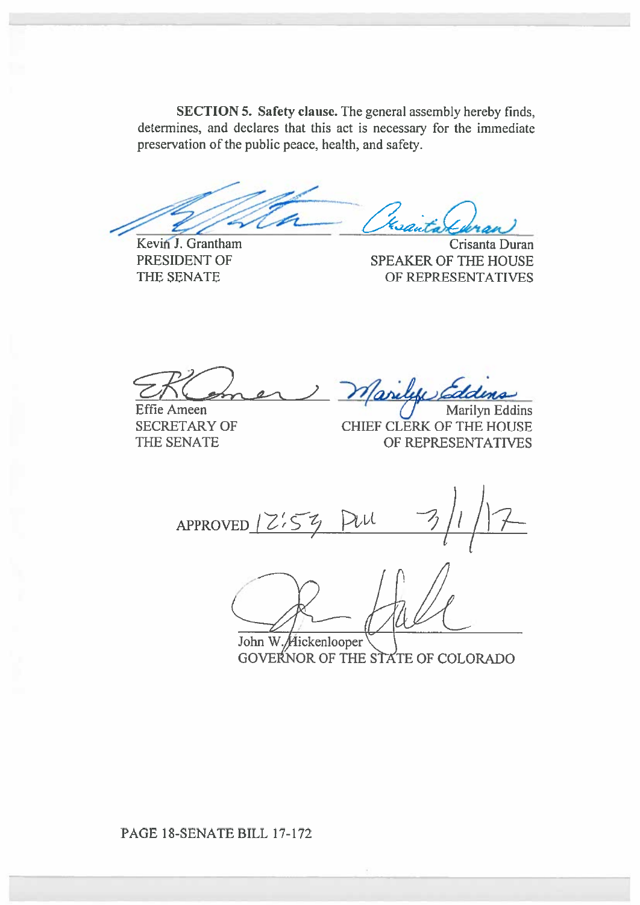**SECTION 5. Safety clause.** The general assembly hereby finds, determines, and declares that this act is necessary for the immediate preservation of the public peace, health, and safety.

| | |
|---|---|
| Kevin J. Grantham<br>PRESIDENT OF<br>THE SENATE | Crisanta Duran<br>SPEAKER OF THE HOUSE<br>OF REPRESENTATIVES |
| Effie Ameen<br>SECRETARY OF<br>THE SENATE | Marilyn Eddins<br>CHIEF CLERK OF THE HOUSE<br>OF REPRESENTATIVES |

APPROVED 12:53 PM 3/1/17

John W. Hickenlooper
GOVERNOR OF THE STATE OF COLORADO

PAGE 18-SENATE BILL 17-172